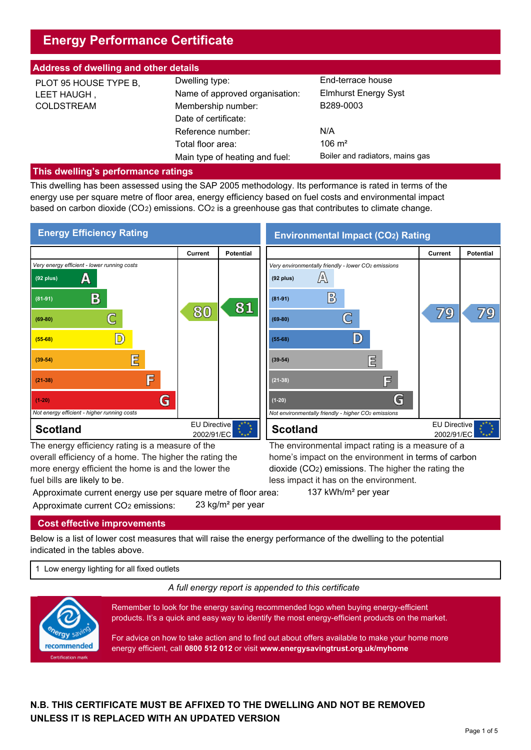# Energy Performance Certificate

## Address of dwelling and other details

PLOT 95 HOUSE TYPE B,
LEET HAUGH ,
COLDSTREAM

| | |
|---|---|
| Dwelling type: | End-terrace house |
| Name of approved organisation: | Elmhurst Energy Syst |
| Membership number: | B289-0003 |
| Date of certificate: | |
| Reference number: | N/A |
| Total floor area: | 106 m² |
| Main type of heating and fuel: | Boiler and radiators, mains gas |

## This dwelling's performance ratings

This dwelling has been assessed using the SAP 2005 methodology. Its performance is rated in terms of the energy use per square metre of floor area, energy efficiency based on fuel costs and environmental impact based on carbon dioxide ($CO_2$) emissions. $CO_2$ is a greenhouse gas that contributes to climate change.

### Energy Efficiency Rating

| | Current | Potential |
|---|---|---|
| *Very energy efficient - lower running costs* | | |
| (92 plus) A | | |
| (81-91) B | | 81 |
| (69-80) C | 80 | |
| (55-68) D | | |
| (39-54) E | | |
| (21-38) F | | |
| (1-20) G | | |
| *Not energy efficient - higher running costs* | | |
| **Scotland** | EU Directive 2002/91/EC | |

The energy efficiency rating is a measure of the overall efficiency of a home. The higher the rating the more energy efficient the home is and the lower the fuel bills are likely to be.

### Environmental Impact ($CO_2$) Rating

| | Current | Potential |
|---|---|---|
| *Very environmentally friendly - lower $CO_2$ emissions* | | |
| (92 plus) A | | |
| (81-91) B | | |
| (69-80) C | 79 | 79 |
| (55-68) D | | |
| (39-54) E | | |
| (21-38) F | | |
| (1-20) G | | |
| *Not environmentally friendly - higher $CO_2$ emissions* | | |
| **Scotland** | EU Directive 2002/91/EC | |

The environmental impact rating is a measure of a home's impact on the environment in terms of carbon dioxide ($CO_2$) emissions. The higher the rating the less impact it has on the environment.

Approximate current energy use per square metre of floor area: 137 kWh/m² per year

Approximate current $CO_2$ emissions: 23 kg/m² per year

## Cost effective improvements

Below is a list of lower cost measures that will raise the energy performance of the dwelling to the potential indicated in the tables above.

1 Low energy lighting for all fixed outlets

*A full energy report is appended to this certificate*

Remember to look for the energy saving recommended logo when buying energy-efficient products. It's a quick and easy way to identify the most energy-efficient products on the market.

For advice on how to take action and to find out about offers available to make your home more energy efficient, call **0800 512 012** or visit **www.energysavingtrust.org.uk/myhome**

**N.B. THIS CERTIFICATE MUST BE AFFIXED TO THE DWELLING AND NOT BE REMOVED UNLESS IT IS REPLACED WITH AN UPDATED VERSION**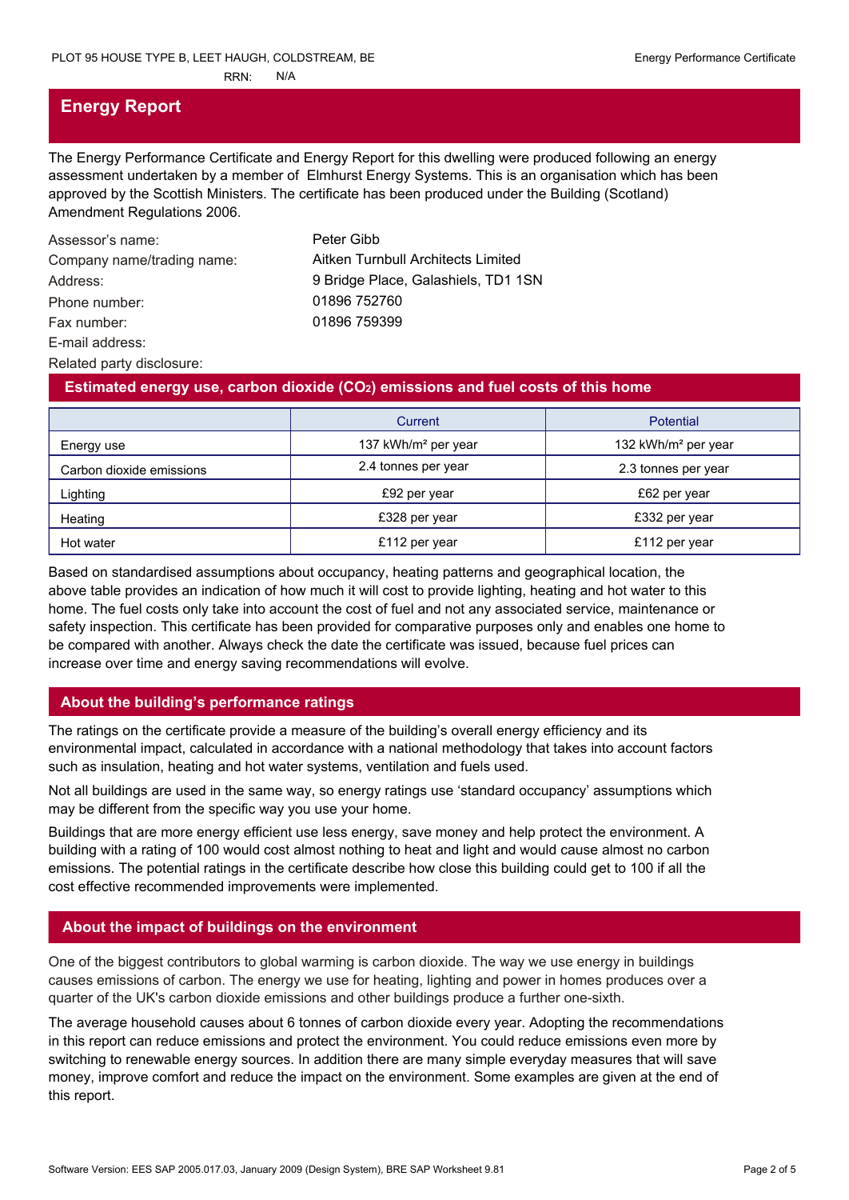## Energy Report

The Energy Performance Certificate and Energy Report for this dwelling were produced following an energy assessment undertaken by a member of Elmhurst Energy Systems. This is an organisation which has been approved by the Scottish Ministers. The certificate has been produced under the Building (Scotland) Amendment Regulations 2006.

| | |
|---|---|
| Assessor's name: | Peter Gibb |
| Company name/trading name: | Aitken Turnbull Architects Limited |
| Address: | 9 Bridge Place, Galashiels, TD1 1SN |
| Phone number: | 01896 752760 |
| Fax number: | 01896 759399 |
| E-mail address: | |
| Related party disclosure: | |

## Estimated energy use, carbon dioxide ($CO_2$) emissions and fuel costs of this home

| | Current | Potential |
|---|---|---|
| Energy use | 137 kWh/m² per year | 132 kWh/m² per year |
| Carbon dioxide emissions | 2.4 tonnes per year | 2.3 tonnes per year |
| Lighting | £92 per year | £62 per year |
| Heating | £328 per year | £332 per year |
| Hot water | £112 per year | £112 per year |

Based on standardised assumptions about occupancy, heating patterns and geographical location, the above table provides an indication of how much it will cost to provide lighting, heating and hot water to this home. The fuel costs only take into account the cost of fuel and not any associated service, maintenance or safety inspection. This certificate has been provided for comparative purposes only and enables one home to be compared with another. Always check the date the certificate was issued, because fuel prices can increase over time and energy saving recommendations will evolve.

## About the building's performance ratings

The ratings on the certificate provide a measure of the building's overall energy efficiency and its environmental impact, calculated in accordance with a national methodology that takes into account factors such as insulation, heating and hot water systems, ventilation and fuels used.

Not all buildings are used in the same way, so energy ratings use 'standard occupancy' assumptions which may be different from the specific way you use your home.

Buildings that are more energy efficient use less energy, save money and help protect the environment. A building with a rating of 100 would cost almost nothing to heat and light and would cause almost no carbon emissions. The potential ratings in the certificate describe how close this building could get to 100 if all the cost effective recommended improvements were implemented.

## About the impact of buildings on the environment

One of the biggest contributors to global warming is carbon dioxide. The way we use energy in buildings causes emissions of carbon. The energy we use for heating, lighting and power in homes produces over a quarter of the UK's carbon dioxide emissions and other buildings produce a further one-sixth.

The average household causes about 6 tonnes of carbon dioxide every year. Adopting the recommendations in this report can reduce emissions and protect the environment. You could reduce emissions even more by switching to renewable energy sources. In addition there are many simple everyday measures that will save money, improve comfort and reduce the impact on the environment. Some examples are given at the end of this report.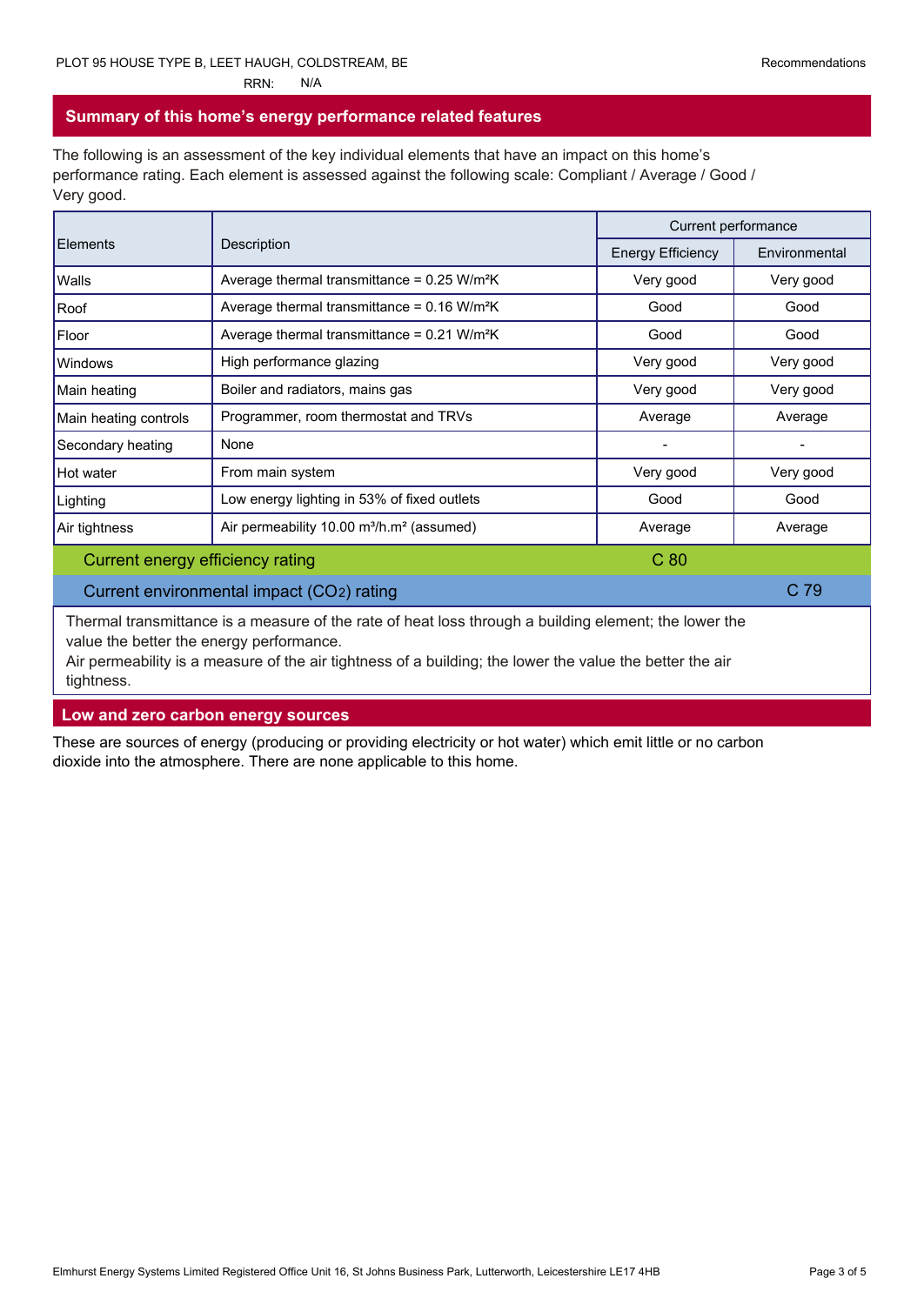PLOT 95 HOUSE TYPE B, LEET HAUGH, COLDSTREAM, BE

RRN: N/A

## Summary of this home's energy performance related features

The following is an assessment of the key individual elements that have an impact on this home's performance rating. Each element is assessed against the following scale: Compliant / Average / Good / Very good.

| Elements | Description | Current performance | |
|---|---|---|---|
| | | Energy Efficiency | Environmental |
| Walls | Average thermal transmittance = 0.25 W/m²K | Very good | Very good |
| Roof | Average thermal transmittance = 0.16 W/m²K | Good | Good |
| Floor | Average thermal transmittance = 0.21 W/m²K | Good | Good |
| Windows | High performance glazing | Very good | Very good |
| Main heating | Boiler and radiators, mains gas | Very good | Very good |
| Main heating controls | Programmer, room thermostat and TRVs | Average | Average |
| Secondary heating | None | - | - |
| Hot water | From main system | Very good | Very good |
| Lighting | Low energy lighting in 53% of fixed outlets | Good | Good |
| Air tightness | Air permeability 10.00 m³/h.m² (assumed) | Average | Average |
| Current energy efficiency rating | | C 80 | |
| Current environmental impact ($CO_2$) rating | | | C 79 |

Thermal transmittance is a measure of the rate of heat loss through a building element; the lower the value the better the energy performance.
Air permeability is a measure of the air tightness of a building; the lower the value the better the air tightness.

## Low and zero carbon energy sources

These are sources of energy (producing or providing electricity or hot water) which emit little or no carbon dioxide into the atmosphere. There are none applicable to this home.

Elmhurst Energy Systems Limited Registered Office Unit 16, St Johns Business Park, Lutterworth, Leicestershire LE17 4HB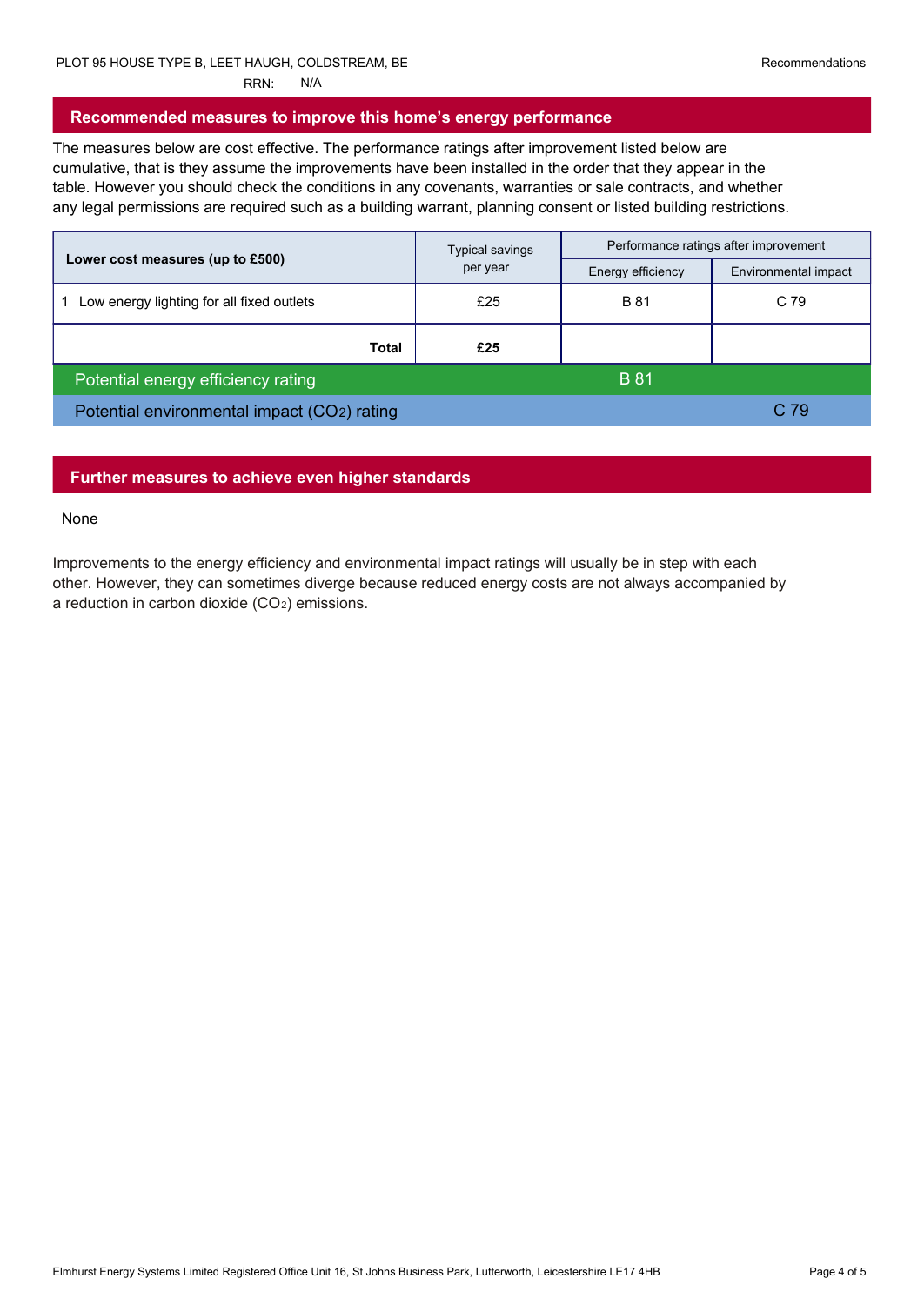PLOT 95 HOUSE TYPE B, LEET HAUGH, COLDSTREAM, BE
RRN: N/A

## Recommended measures to improve this home's energy performance

The measures below are cost effective. The performance ratings after improvement listed below are cumulative, that is they assume the improvements have been installed in the order that they appear in the table. However you should check the conditions in any covenants, warranties or sale contracts, and whether any legal permissions are required such as a building warrant, planning consent or listed building restrictions.

| Lower cost measures (up to £500) | Typical savings per year | Performance ratings after improvement | |
|---|---|---|---|
| | | Energy efficiency | Environmental impact |
| 1 Low energy lighting for all fixed outlets | £25 | B 81 | C 79 |
| **Total** | **£25** | | |
| Potential energy efficiency rating | | B 81 | |
| Potential environmental impact ($CO_2$) rating | | | C 79 |

## Further measures to achieve even higher standards

None

Improvements to the energy efficiency and environmental impact ratings will usually be in step with each other. However, they can sometimes diverge because reduced energy costs are not always accompanied by a reduction in carbon dioxide ($CO_2$) emissions.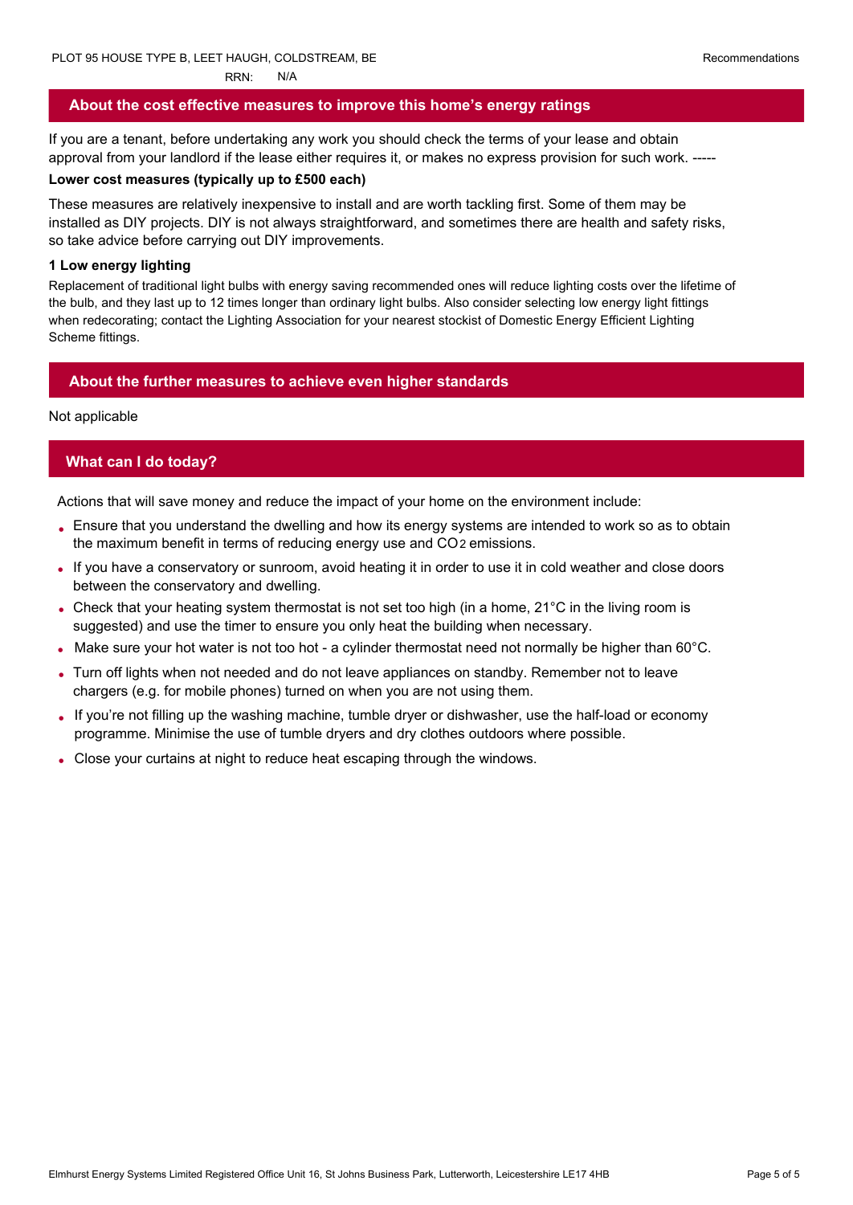## About the cost effective measures to improve this home's energy ratings

If you are a tenant, before undertaking any work you should check the terms of your lease and obtain approval from your landlord if the lease either requires it, or makes no express provision for such work. -----

**Lower cost measures (typically up to £500 each)**

These measures are relatively inexpensive to install and are worth tackling first. Some of them may be installed as DIY projects. DIY is not always straightforward, and sometimes there are health and safety risks, so take advice before carrying out DIY improvements.

**1 Low energy lighting**

Replacement of traditional light bulbs with energy saving recommended ones will reduce lighting costs over the lifetime of the bulb, and they last up to 12 times longer than ordinary light bulbs. Also consider selecting low energy light fittings when redecorating; contact the Lighting Association for your nearest stockist of Domestic Energy Efficient Lighting Scheme fittings.

## About the further measures to achieve even higher standards

Not applicable

## What can I do today?

Actions that will save money and reduce the impact of your home on the environment include:

- Ensure that you understand the dwelling and how its energy systems are intended to work so as to obtain the maximum benefit in terms of reducing energy use and $CO_2$ emissions.
- If you have a conservatory or sunroom, avoid heating it in order to use it in cold weather and close doors between the conservatory and dwelling.
- Check that your heating system thermostat is not set too high (in a home, 21°C in the living room is suggested) and use the timer to ensure you only heat the building when necessary.
- Make sure your hot water is not too hot - a cylinder thermostat need not normally be higher than 60°C.
- Turn off lights when not needed and do not leave appliances on standby. Remember not to leave chargers (e.g. for mobile phones) turned on when you are not using them.
- If you're not filling up the washing machine, tumble dryer or dishwasher, use the half-load or economy programme. Minimise the use of tumble dryers and dry clothes outdoors where possible.
- Close your curtains at night to reduce heat escaping through the windows.